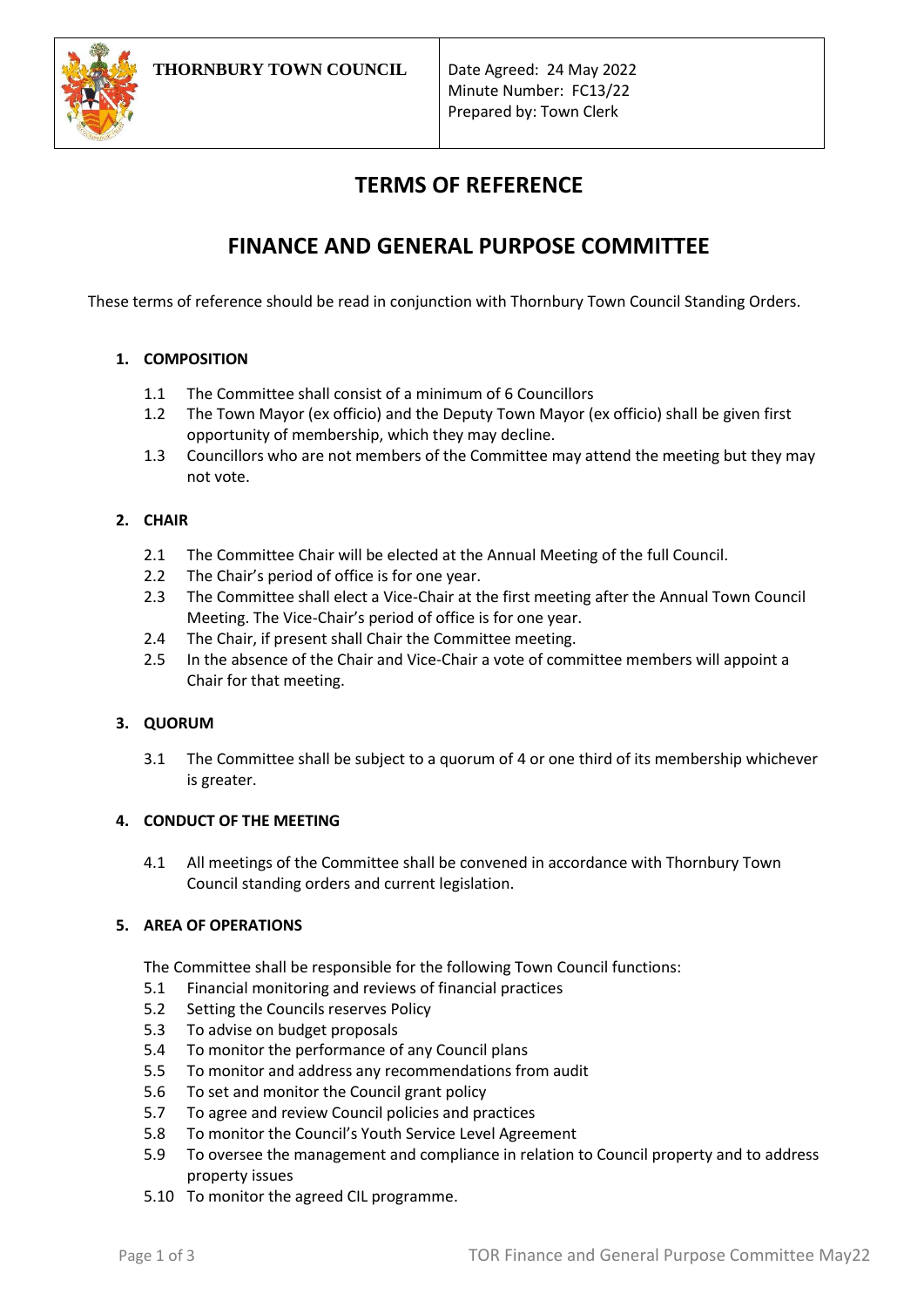| THORNBURY TOWN COUNCIL | Date Agreed: 24 May 2022<br>Minute Number: FC13/22<br>Prepared by: Town Clerk |
|---|---|

# TERMS OF REFERENCE

# FINANCE AND GENERAL PURPOSE COMMITTEE

These terms of reference should be read in conjunction with Thornbury Town Council Standing Orders.

## 1. COMPOSITION

1.1 The Committee shall consist of a minimum of 6 Councillors

1.2 The Town Mayor (ex officio) and the Deputy Town Mayor (ex officio) shall be given first opportunity of membership, which they may decline.

1.3 Councillors who are not members of the Committee may attend the meeting but they may not vote.

## 2. CHAIR

2.1 The Committee Chair will be elected at the Annual Meeting of the full Council.

2.2 The Chair's period of office is for one year.

2.3 The Committee shall elect a Vice-Chair at the first meeting after the Annual Town Council Meeting. The Vice-Chair's period of office is for one year.

2.4 The Chair, if present shall Chair the Committee meeting.

2.5 In the absence of the Chair and Vice-Chair a vote of committee members will appoint a Chair for that meeting.

## 3. QUORUM

3.1 The Committee shall be subject to a quorum of 4 or one third of its membership whichever is greater.

## 4. CONDUCT OF THE MEETING

4.1 All meetings of the Committee shall be convened in accordance with Thornbury Town Council standing orders and current legislation.

## 5. AREA OF OPERATIONS

The Committee shall be responsible for the following Town Council functions:

5.1 Financial monitoring and reviews of financial practices

5.2 Setting the Councils reserves Policy

5.3 To advise on budget proposals

5.4 To monitor the performance of any Council plans

5.5 To monitor and address any recommendations from audit

5.6 To set and monitor the Council grant policy

5.7 To agree and review Council policies and practices

5.8 To monitor the Council's Youth Service Level Agreement

5.9 To oversee the management and compliance in relation to Council property and to address property issues

5.10 To monitor the agreed CIL programme.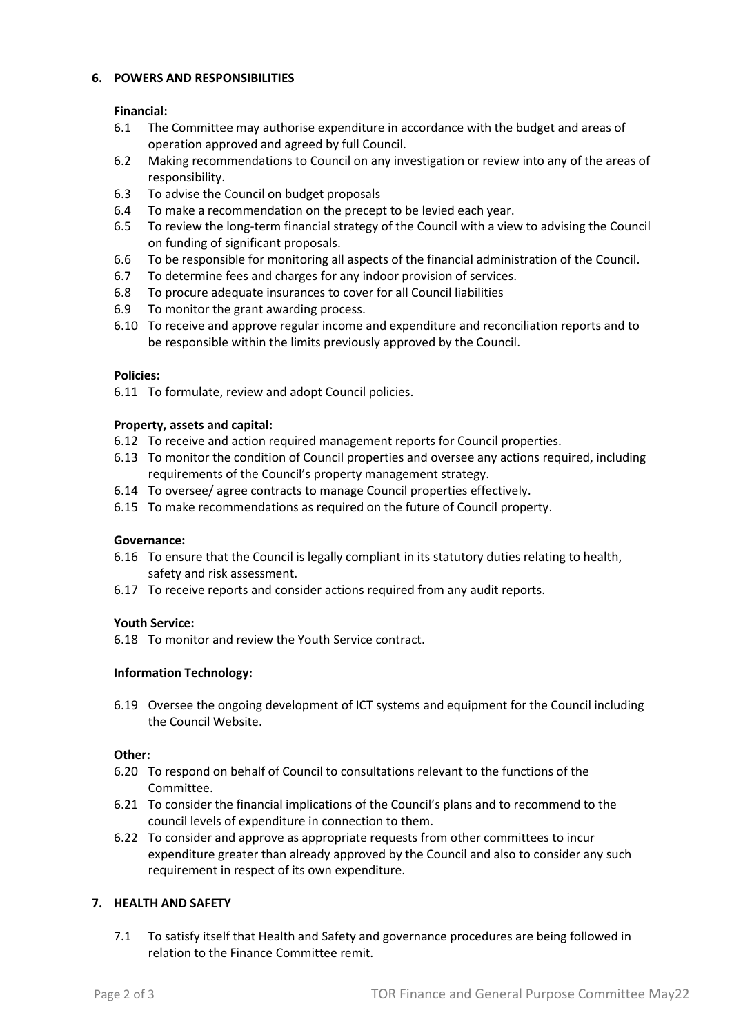## 6. POWERS AND RESPONSIBILITIES

**Financial:**

6.1 The Committee may authorise expenditure in accordance with the budget and areas of operation approved and agreed by full Council.

6.2 Making recommendations to Council on any investigation or review into any of the areas of responsibility.

6.3 To advise the Council on budget proposals

6.4 To make a recommendation on the precept to be levied each year.

6.5 To review the long-term financial strategy of the Council with a view to advising the Council on funding of significant proposals.

6.6 To be responsible for monitoring all aspects of the financial administration of the Council.

6.7 To determine fees and charges for any indoor provision of services.

6.8 To procure adequate insurances to cover for all Council liabilities

6.9 To monitor the grant awarding process.

6.10 To receive and approve regular income and expenditure and reconciliation reports and to be responsible within the limits previously approved by the Council.

**Policies:**

6.11 To formulate, review and adopt Council policies.

**Property, assets and capital:**

6.12 To receive and action required management reports for Council properties.

6.13 To monitor the condition of Council properties and oversee any actions required, including requirements of the Council's property management strategy.

6.14 To oversee/ agree contracts to manage Council properties effectively.

6.15 To make recommendations as required on the future of Council property.

**Governance:**

6.16 To ensure that the Council is legally compliant in its statutory duties relating to health, safety and risk assessment.

6.17 To receive reports and consider actions required from any audit reports.

**Youth Service:**

6.18 To monitor and review the Youth Service contract.

**Information Technology:**

6.19 Oversee the ongoing development of ICT systems and equipment for the Council including the Council Website.

**Other:**

6.20 To respond on behalf of Council to consultations relevant to the functions of the Committee.

6.21 To consider the financial implications of the Council's plans and to recommend to the council levels of expenditure in connection to them.

6.22 To consider and approve as appropriate requests from other committees to incur expenditure greater than already approved by the Council and also to consider any such requirement in respect of its own expenditure.

## 7. HEALTH AND SAFETY

7.1 To satisfy itself that Health and Safety and governance procedures are being followed in relation to the Finance Committee remit.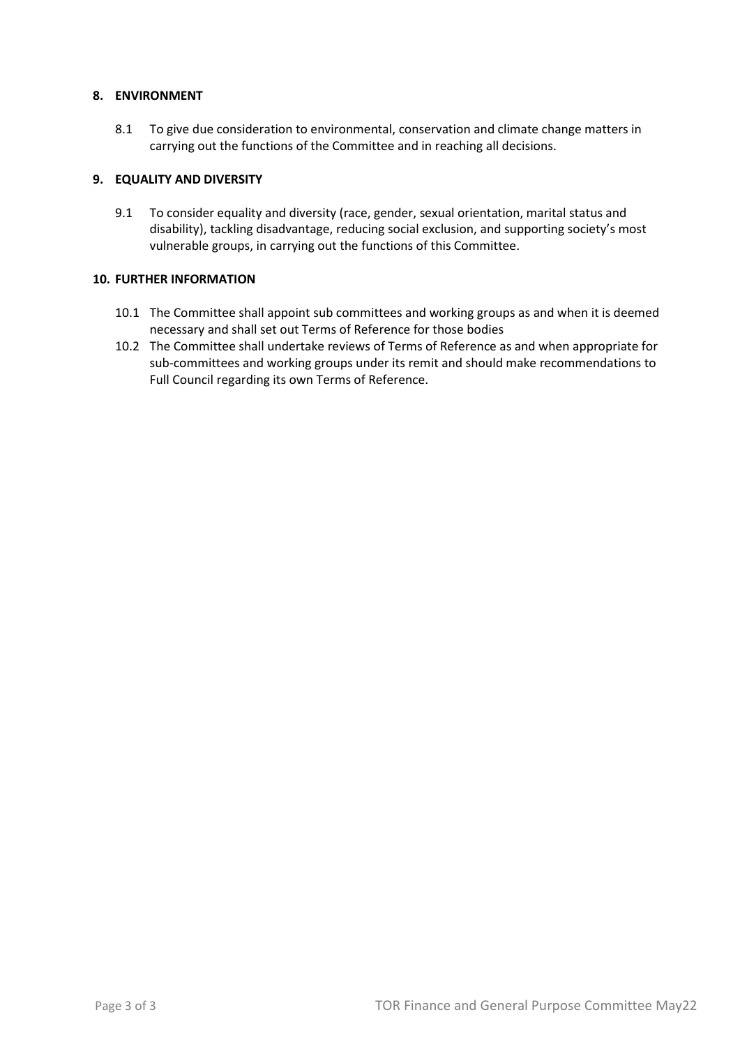## 8. ENVIRONMENT

8.1 To give due consideration to environmental, conservation and climate change matters in carrying out the functions of the Committee and in reaching all decisions.

## 9. EQUALITY AND DIVERSITY

9.1 To consider equality and diversity (race, gender, sexual orientation, marital status and disability), tackling disadvantage, reducing social exclusion, and supporting society's most vulnerable groups, in carrying out the functions of this Committee.

## 10. FURTHER INFORMATION

10.1 The Committee shall appoint sub committees and working groups as and when it is deemed necessary and shall set out Terms of Reference for those bodies

10.2 The Committee shall undertake reviews of Terms of Reference as and when appropriate for sub-committees and working groups under its remit and should make recommendations to Full Council regarding its own Terms of Reference.